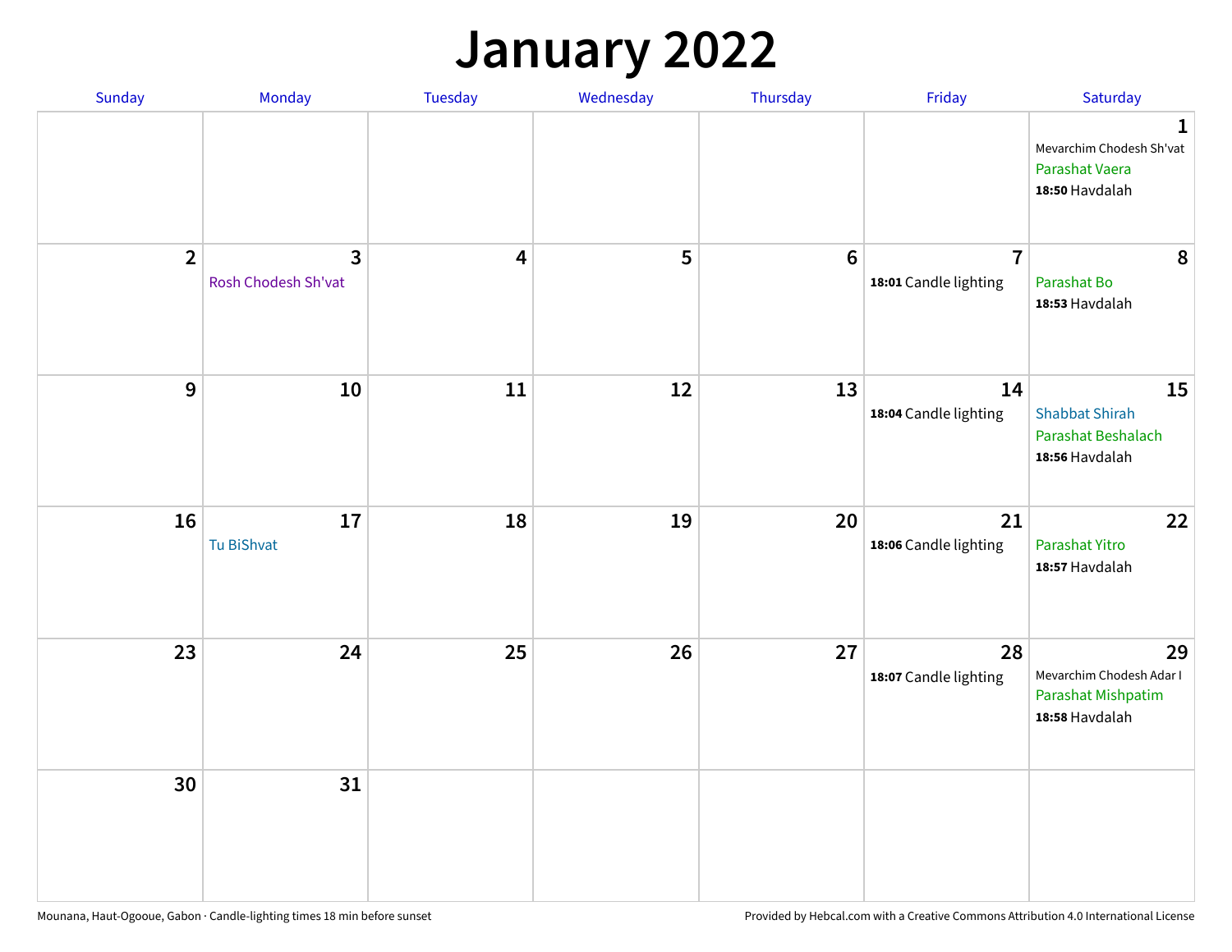# January 2022

| Sunday | Monday | Tuesday | Wednesday | Thursday | Friday | Saturday |
|---|---|---|---|---|---|---|
| | | | | | | **1** Mevarchim Chodesh Sh'vat Parashat Vaera **18:50** Havdalah |
| **2** | **3** Rosh Chodesh Sh'vat | **4** | **5** | **6** | **7** **18:01** Candle lighting | **8** Parashat Bo **18:53** Havdalah |
| **9** | **10** | **11** | **12** | **13** | **14** **18:04** Candle lighting | **15** Shabbat Shirah Parashat Beshalach **18:56** Havdalah |
| **16** | **17** Tu BiShvat | **18** | **19** | **20** | **21** **18:06** Candle lighting | **22** Parashat Yitro **18:57** Havdalah |
| **23** | **24** | **25** | **26** | **27** | **28** **18:07** Candle lighting | **29** Mevarchim Chodesh Adar I Parashat Mishpatim **18:58** Havdalah |
| **30** | **31** | | | | | |

Mounana, Haut-Ogooue, Gabon · Candle-lighting times 18 min before sunset

Provided by Hebcal.com with a Creative Commons Attribution 4.0 International License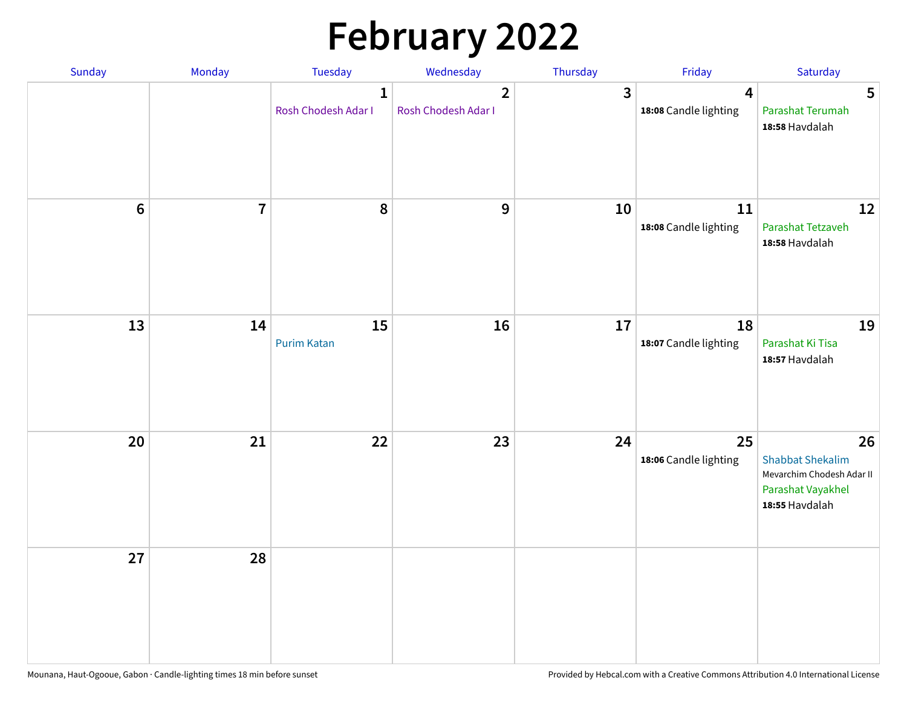# February 2022

| Sunday | Monday | Tuesday | Wednesday | Thursday | Friday | Saturday |
|---|---|---|---|---|---|---|
| | | 1 Rosh Chodesh Adar I | 2 Rosh Chodesh Adar I | 3 | 4 **18:08** Candle lighting | 5 Parashat Terumah **18:58** Havdalah |
| 6 | 7 | 8 | 9 | 10 | 11 **18:08** Candle lighting | 12 Parashat Tetzaveh **18:58** Havdalah |
| 13 | 14 | 15 Purim Katan | 16 | 17 | 18 **18:07** Candle lighting | 19 Parashat Ki Tisa **18:57** Havdalah |
| 20 | 21 | 22 | 23 | 24 | 25 **18:06** Candle lighting | 26 Shabbat Shekalim Mevarchim Chodesh Adar II Parashat Vayakhel **18:55** Havdalah |
| 27 | 28 | | | | | |

Mounana, Haut-Ogooue, Gabon · Candle-lighting times 18 min before sunset

Provided by Hebcal.com with a Creative Commons Attribution 4.0 International License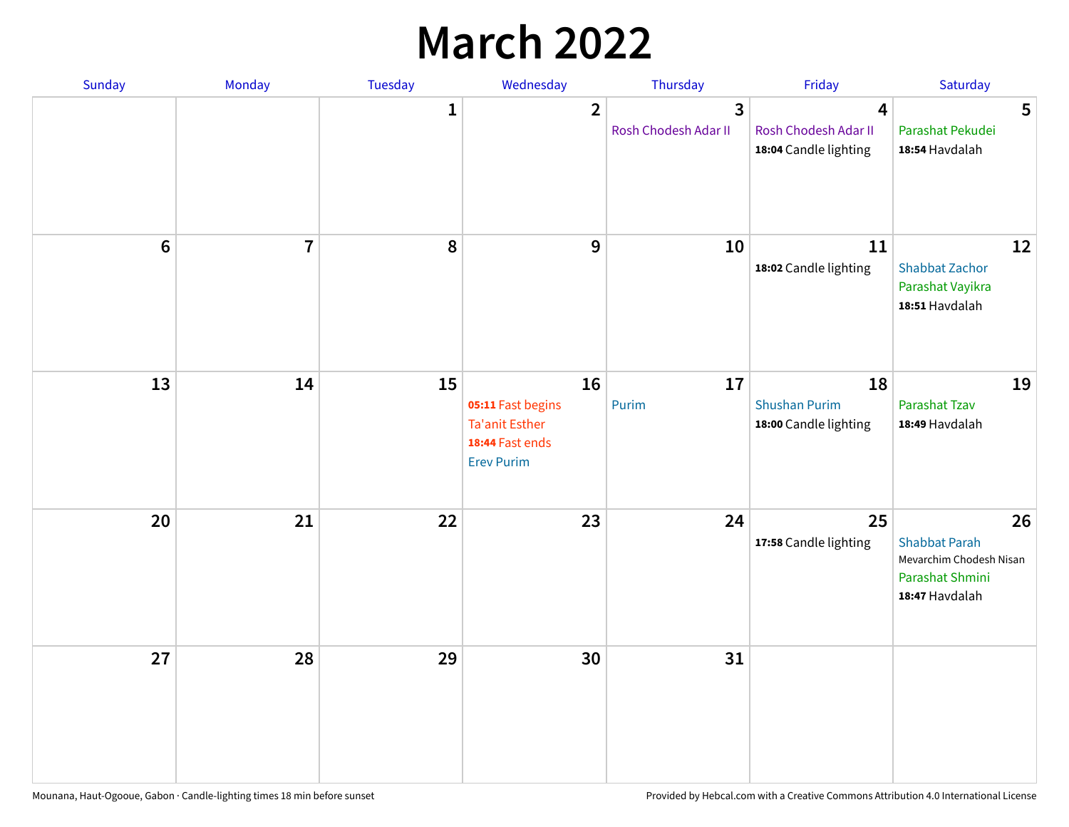# March 2022

| Sunday | Monday | Tuesday | Wednesday | Thursday | Friday | Saturday |
|---|---|---|---|---|---|---|
| | | 1 | 2 | 3<br>Rosh Chodesh Adar II | 4<br>Rosh Chodesh Adar II<br>**18:04** Candle lighting | 5<br>Parashat Pekudei<br>**18:54** Havdalah |
| 6 | 7 | 8 | 9 | 10 | 11<br>**18:02** Candle lighting | 12<br>Shabbat Zachor<br>Parashat Vayikra<br>**18:51** Havdalah |
| 13 | 14 | 15 | 16<br>**05:11** Fast begins<br>Ta'anit Esther<br>**18:44** Fast ends<br>Erev Purim | 17<br>Purim | 18<br>Shushan Purim<br>**18:00** Candle lighting | 19<br>Parashat Tzav<br>**18:49** Havdalah |
| 20 | 21 | 22 | 23 | 24 | 25<br>**17:58** Candle lighting | 26<br>Shabbat Parah<br>Mevarchim Chodesh Nisan<br>Parashat Shmini<br>**18:47** Havdalah |
| 27 | 28 | 29 | 30 | 31 | | |

Mounana, Haut-Ogooue, Gabon · Candle-lighting times 18 min before sunset

Provided by Hebcal.com with a Creative Commons Attribution 4.0 International License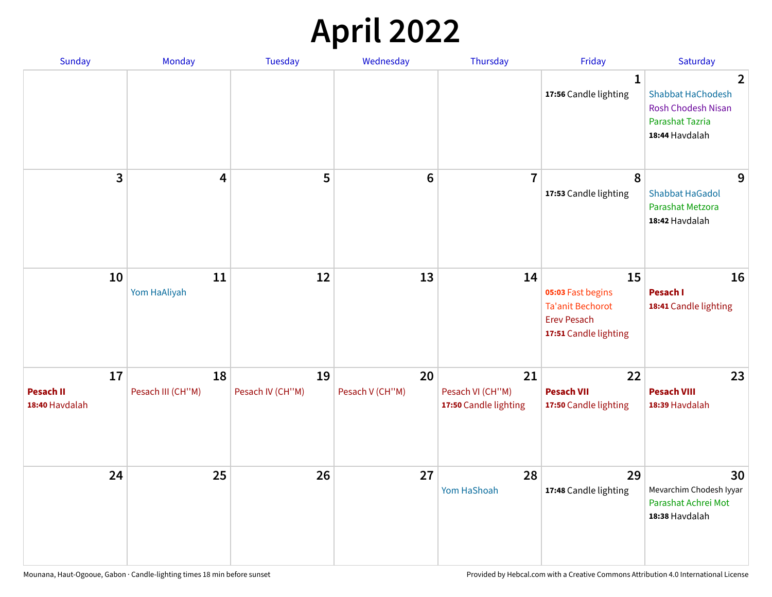# April 2022

| Sunday | Monday | Tuesday | Wednesday | Thursday | Friday | Saturday |
|---|---|---|---|---|---|---|
| | | | | | 1<br>**17:56** Candle lighting | 2<br>Shabbat HaChodesh<br>Rosh Chodesh Nisan<br>Parashat Tazria<br>**18:44** Havdalah |
| 3 | 4 | 5 | 6 | 7 | 8<br>**17:53** Candle lighting | 9<br>Shabbat HaGadol<br>Parashat Metzora<br>**18:42** Havdalah |
| 10 | 11<br>Yom HaAliyah | 12 | 13 | 14 | 15<br>**05:03** Fast begins<br>Ta'anit Bechorot<br>Erev Pesach<br>**17:51** Candle lighting | 16<br>**Pesach I**<br>**18:41** Candle lighting |
| 17<br>**Pesach II**<br>**18:40** Havdalah | 18<br>Pesach III (CH''M) | 19<br>Pesach IV (CH''M) | 20<br>Pesach V (CH''M) | 21<br>Pesach VI (CH''M)<br>**17:50** Candle lighting | 22<br>**Pesach VII**<br>**17:50** Candle lighting | 23<br>**Pesach VIII**<br>**18:39** Havdalah |
| 24 | 25 | 26 | 27 | 28<br>Yom HaShoah | 29<br>**17:48** Candle lighting | 30<br>Mevarchim Chodesh Iyyar<br>Parashat Achrei Mot<br>**18:38** Havdalah |

Mounana, Haut-Ogooue, Gabon · Candle-lighting times 18 min before sunset

Provided by Hebcal.com with a Creative Commons Attribution 4.0 International License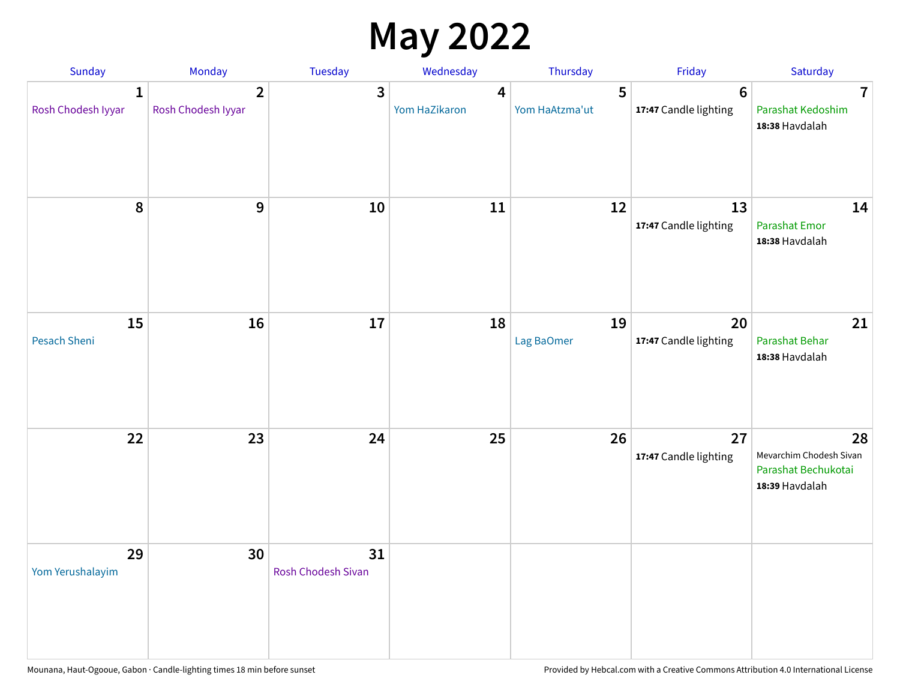# May 2022

| Sunday | Monday | Tuesday | Wednesday | Thursday | Friday | Saturday |
|---|---|---|---|---|---|---|
| **1** Rosh Chodesh Iyyar | **2** Rosh Chodesh Iyyar | **3** | **4** Yom HaZikaron | **5** Yom HaAtzma'ut | **6** **17:47** Candle lighting | **7** Parashat Kedoshim **18:38** Havdalah |
| **8** | **9** | **10** | **11** | **12** | **13** **17:47** Candle lighting | **14** Parashat Emor **18:38** Havdalah |
| **15** Pesach Sheni | **16** | **17** | **18** | **19** Lag BaOmer | **20** **17:47** Candle lighting | **21** Parashat Behar **18:38** Havdalah |
| **22** | **23** | **24** | **25** | **26** | **27** **17:47** Candle lighting | **28** Mevarchim Chodesh Sivan Parashat Bechukotai **18:39** Havdalah |
| **29** Yom Yerushalayim | **30** | **31** Rosh Chodesh Sivan | | | | |

Mounana, Haut-Ogooue, Gabon · Candle-lighting times 18 min before sunset

Provided by Hebcal.com with a Creative Commons Attribution 4.0 International License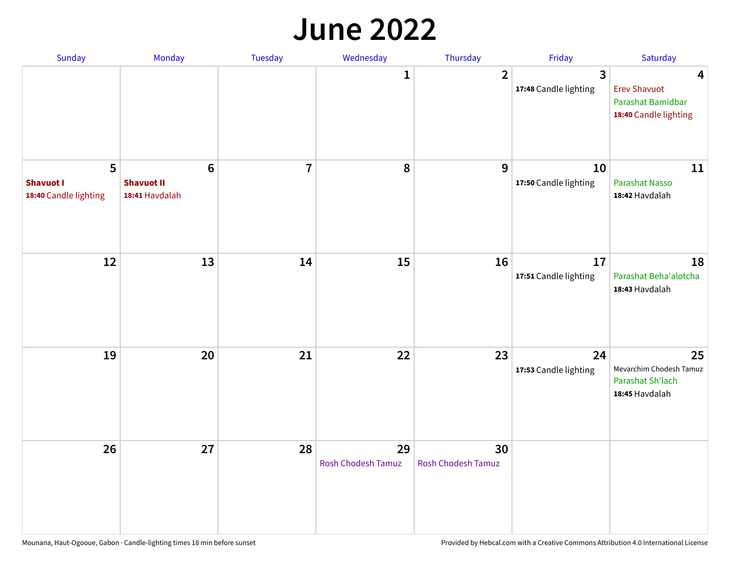# June 2022

| Sunday | Monday | Tuesday | Wednesday | Thursday | Friday | Saturday |
|---|---|---|---|---|---|---|
| | | | 1 | 2 | 3<br>**17:48** Candle lighting | 4<br>Erev Shavuot<br>Parashat Bamidbar<br>**18:40** Candle lighting |
| 5<br>**Shavuot I**<br>**18:40** Candle lighting | 6<br>**Shavuot II**<br>**18:41** Havdalah | 7 | 8 | 9 | 10<br>**17:50** Candle lighting | 11<br>Parashat Nasso<br>**18:42** Havdalah |
| 12 | 13 | 14 | 15 | 16 | 17<br>**17:51** Candle lighting | 18<br>Parashat Beha'alotcha<br>**18:43** Havdalah |
| 19 | 20 | 21 | 22 | 23 | 24<br>**17:53** Candle lighting | 25<br>Mevarchim Chodesh Tamuz<br>Parashat Sh'lach<br>**18:45** Havdalah |
| 26 | 27 | 28 | 29<br>Rosh Chodesh Tamuz | 30<br>Rosh Chodesh Tamuz | | |

Mounana, Haut-Ogooue, Gabon · Candle-lighting times 18 min before sunset

Provided by Hebcal.com with a Creative Commons Attribution 4.0 International License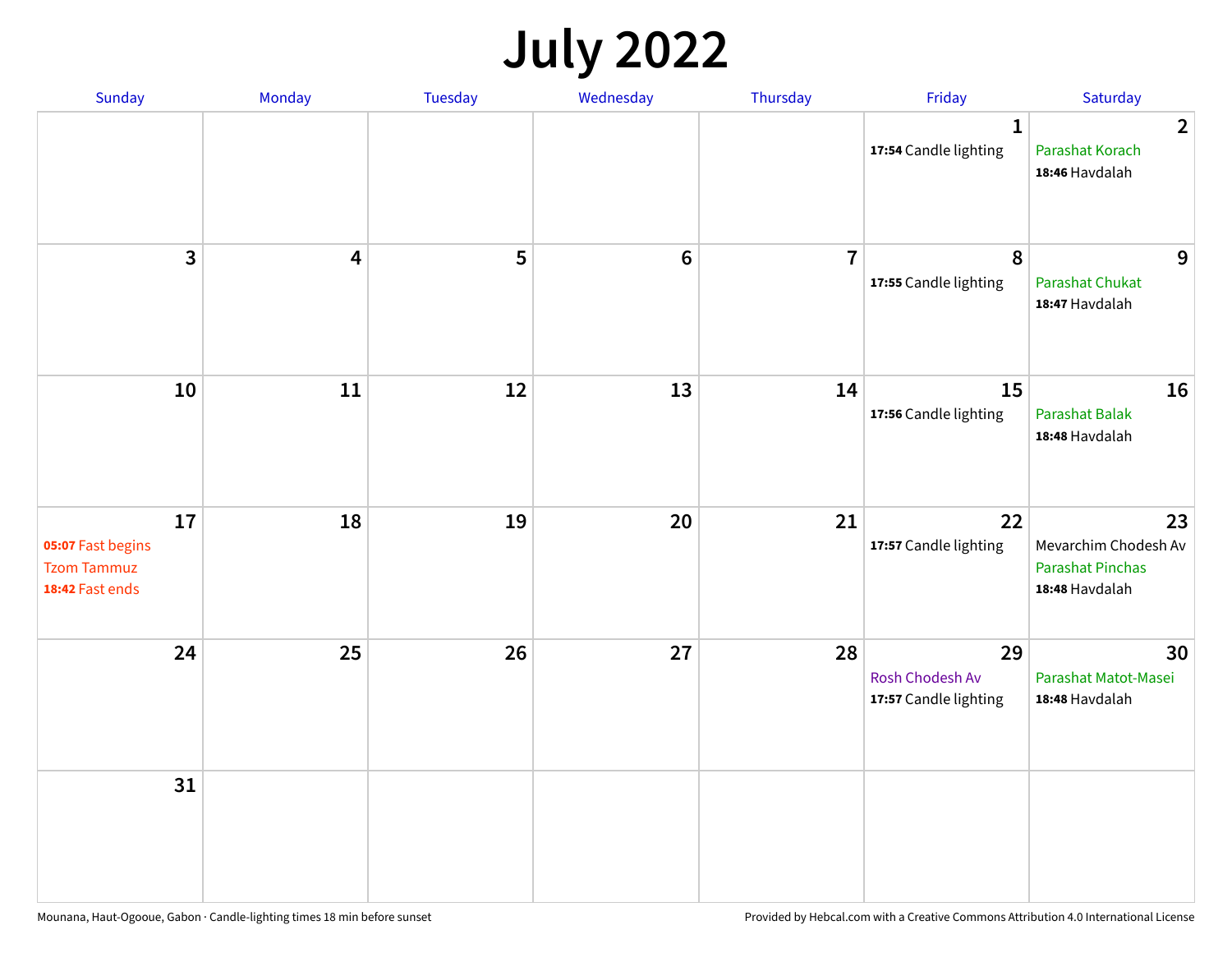# July 2022

| Sunday | Monday | Tuesday | Wednesday | Thursday | Friday | Saturday |
|---|---|---|---|---|---|---|
| | | | | | 1<br>**17:54** Candle lighting | 2<br>Parashat Korach<br>**18:46** Havdalah |
| 3 | 4 | 5 | 6 | 7 | 8<br>**17:55** Candle lighting | 9<br>Parashat Chukat<br>**18:47** Havdalah |
| 10 | 11 | 12 | 13 | 14 | 15<br>**17:56** Candle lighting | 16<br>Parashat Balak<br>**18:48** Havdalah |
| 17<br>**05:07** Fast begins<br>Tzom Tammuz<br>**18:42** Fast ends | 18 | 19 | 20 | 21 | 22<br>**17:57** Candle lighting | 23<br>Mevarchim Chodesh Av<br>Parashat Pinchas<br>**18:48** Havdalah |
| 24 | 25 | 26 | 27 | 28 | 29<br>Rosh Chodesh Av<br>**17:57** Candle lighting | 30<br>Parashat Matot-Masei<br>**18:48** Havdalah |
| 31 | | | | | | |

Mounana, Haut-Ogooue, Gabon · Candle-lighting times 18 min before sunset

Provided by Hebcal.com with a Creative Commons Attribution 4.0 International License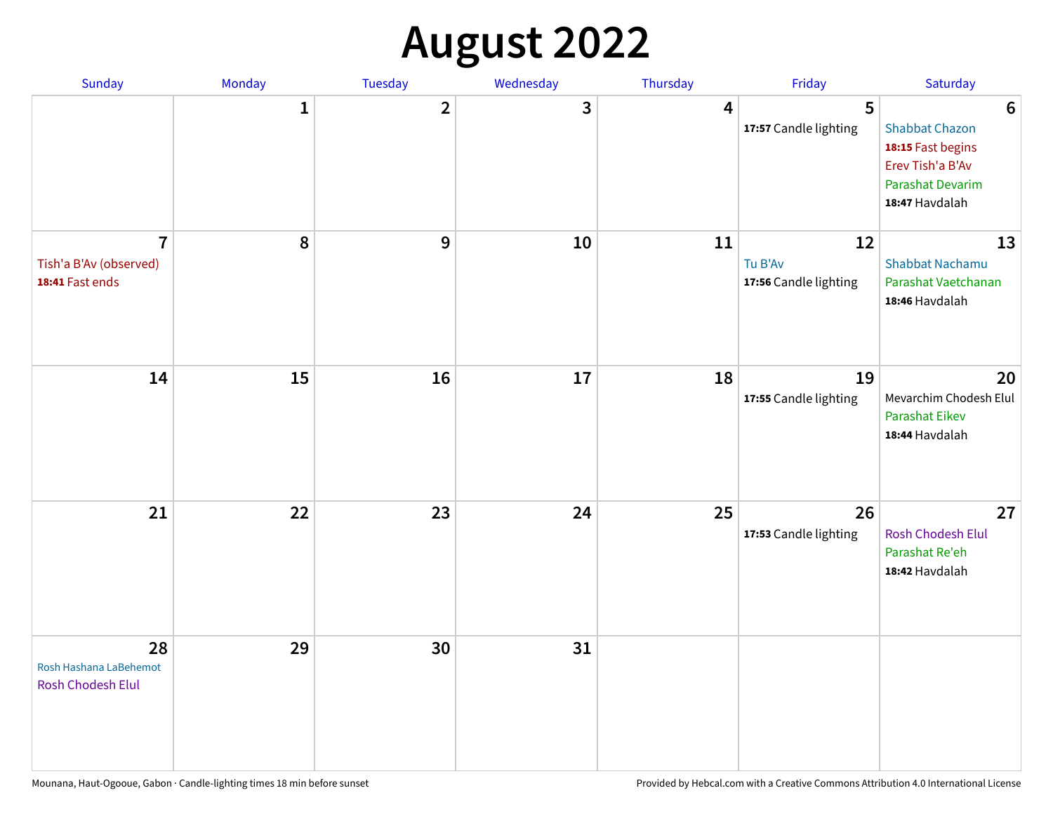# August 2022

| Sunday | Monday | Tuesday | Wednesday | Thursday | Friday | Saturday |
|---|---|---|---|---|---|---|
| | 1 | 2 | 3 | 4 | 5<br>**17:57** Candle lighting | 6<br>Shabbat Chazon<br>**18:15** Fast begins<br>Erev Tish'a B'Av<br>Parashat Devarim<br>**18:47** Havdalah |
| 7<br>Tish'a B'Av (observed)<br>**18:41** Fast ends | 8 | 9 | 10 | 11 | 12<br>Tu B'Av<br>**17:56** Candle lighting | 13<br>Shabbat Nachamu<br>Parashat Vaetchanan<br>**18:46** Havdalah |
| 14 | 15 | 16 | 17 | 18 | 19<br>**17:55** Candle lighting | 20<br>Mevarchim Chodesh Elul<br>Parashat Eikev<br>**18:44** Havdalah |
| 21 | 22 | 23 | 24 | 25 | 26<br>**17:53** Candle lighting | 27<br>Rosh Chodesh Elul<br>Parashat Re'eh<br>**18:42** Havdalah |
| 28<br>Rosh Hashana LaBehemot<br>Rosh Chodesh Elul | 29 | 30 | 31 | | | |

Mounana, Haut-Ogooue, Gabon · Candle-lighting times 18 min before sunset

Provided by Hebcal.com with a Creative Commons Attribution 4.0 International License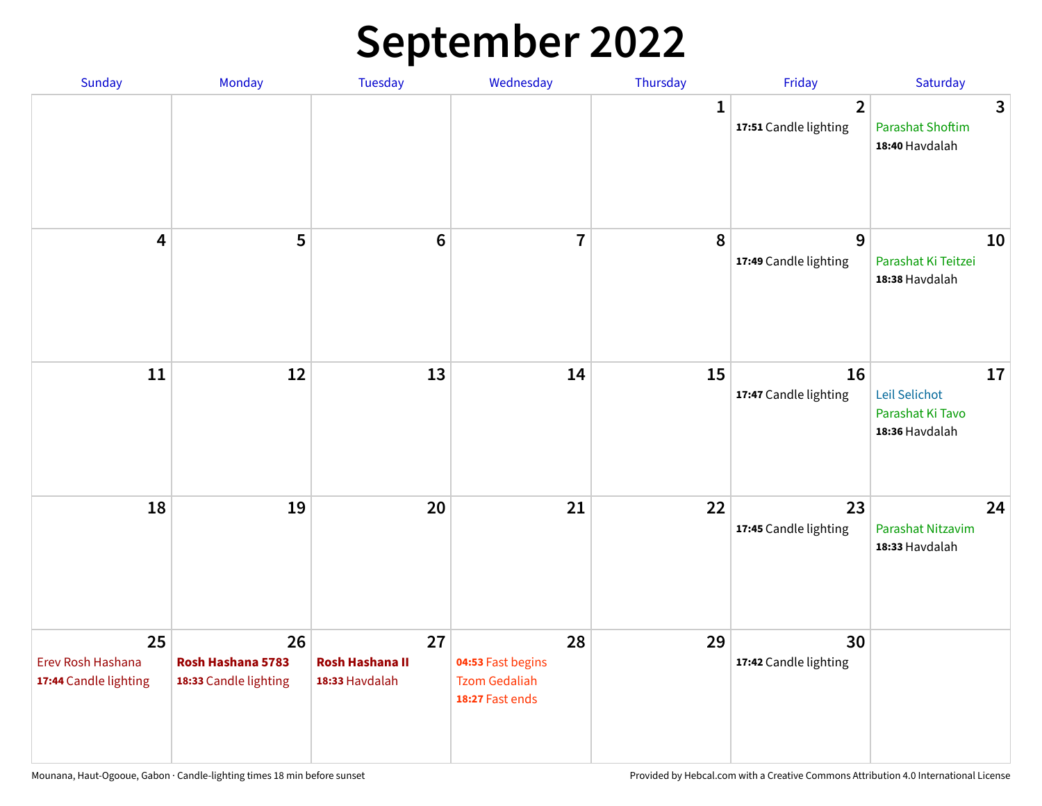# September 2022

| Sunday | Monday | Tuesday | Wednesday | Thursday | Friday | Saturday |
| --- | --- | --- | --- | --- | --- | --- |
| | | | | 1 | 2<br>**17:51** Candle lighting | 3<br>Parashat Shoftim<br>**18:40** Havdalah |
| 4 | 5 | 6 | 7 | 8 | 9<br>**17:49** Candle lighting | 10<br>Parashat Ki Teitzei<br>**18:38** Havdalah |
| 11 | 12 | 13 | 14 | 15 | 16<br>**17:47** Candle lighting | 17<br>Leil Selichot<br>Parashat Ki Tavo<br>**18:36** Havdalah |
| 18 | 19 | 20 | 21 | 22 | 23<br>**17:45** Candle lighting | 24<br>Parashat Nitzavim<br>**18:33** Havdalah |
| 25<br>Erev Rosh Hashana<br>**17:44** Candle lighting | 26<br>**Rosh Hashana 5783**<br>**18:33** Candle lighting | 27<br>**Rosh Hashana II**<br>**18:33** Havdalah | 28<br>**04:53** Fast begins<br>Tzom Gedaliah<br>**18:27** Fast ends | 29 | 30<br>**17:42** Candle lighting | |

Mounana, Haut-Ogooue, Gabon · Candle-lighting times 18 min before sunset

Provided by Hebcal.com with a Creative Commons Attribution 4.0 International License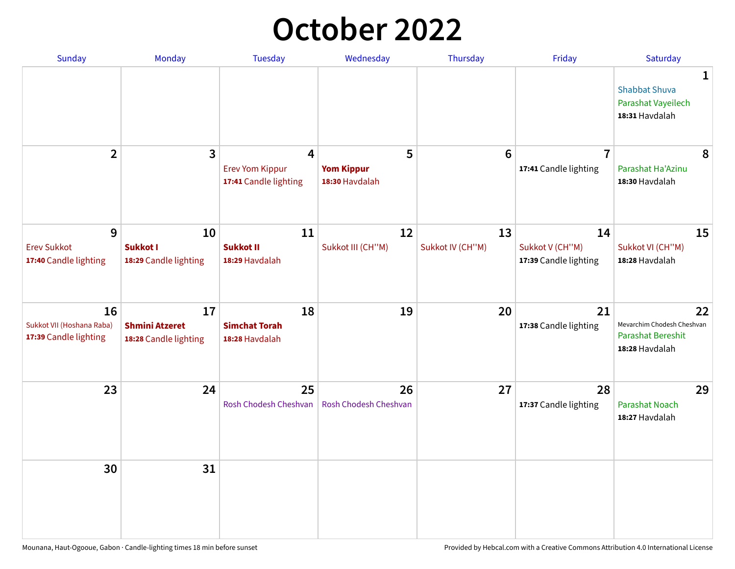# October 2022

| Sunday | Monday | Tuesday | Wednesday | Thursday | Friday | Saturday |
|---|---|---|---|---|---|---|
| | | | | | | **1** Shabbat Shuva Parashat Vayeilech **18:31** Havdalah |
| **2** | **3** | **4** Erev Yom Kippur **17:41** Candle lighting | **5** **Yom Kippur** **18:30** Havdalah | **6** | **7** **17:41** Candle lighting | **8** Parashat Ha'Azinu **18:30** Havdalah |
| **9** Erev Sukkot **17:40** Candle lighting | **10** **Sukkot I** **18:29** Candle lighting | **11** **Sukkot II** **18:29** Havdalah | **12** Sukkot III (CH''M) | **13** Sukkot IV (CH''M) | **14** Sukkot V (CH''M) **17:39** Candle lighting | **15** Sukkot VI (CH''M) **18:28** Havdalah |
| **16** Sukkot VII (Hoshana Raba) **17:39** Candle lighting | **17** **Shmini Atzeret** **18:28** Candle lighting | **18** **Simchat Torah** **18:28** Havdalah | **19** | **20** | **21** **17:38** Candle lighting | **22** Mevarchim Chodesh Cheshvan Parashat Bereshit **18:28** Havdalah |
| **23** | **24** | **25** Rosh Chodesh Cheshvan | **26** Rosh Chodesh Cheshvan | **27** | **28** **17:37** Candle lighting | **29** Parashat Noach **18:27** Havdalah |
| **30** | **31** | | | | | |

Mounana, Haut-Ogooue, Gabon · Candle-lighting times 18 min before sunset

Provided by Hebcal.com with a Creative Commons Attribution 4.0 International License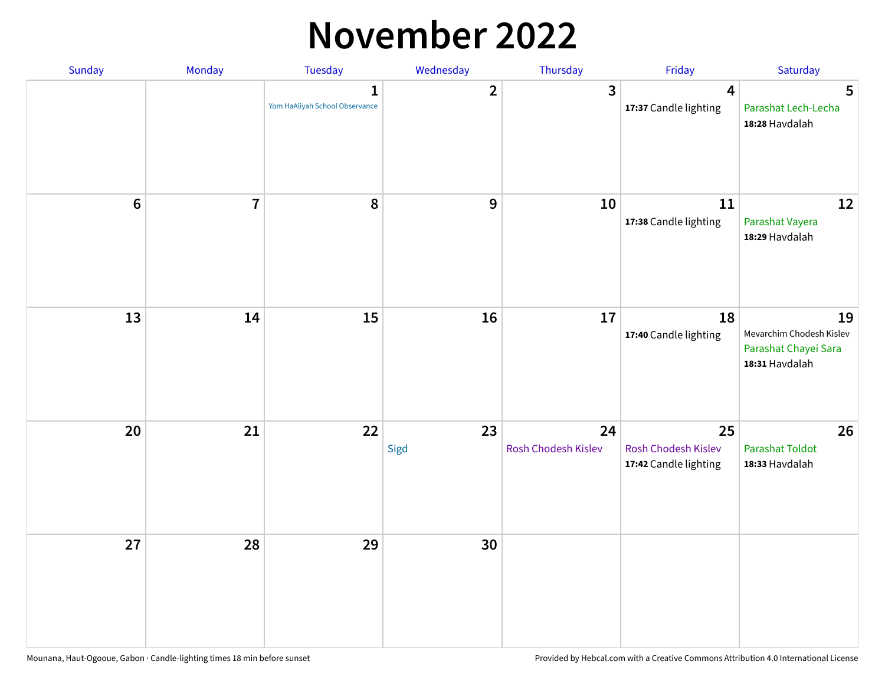# November 2022

| Sunday | Monday | Tuesday | Wednesday | Thursday | Friday | Saturday |
| --- | --- | --- | --- | --- | --- | --- |
| | | 1 Yom HaAliyah School Observance | 2 | 3 | 4 **17:37** Candle lighting | 5 Parashat Lech-Lecha **18:28** Havdalah |
| 6 | 7 | 8 | 9 | 10 | 11 **17:38** Candle lighting | 12 Parashat Vayera **18:29** Havdalah |
| 13 | 14 | 15 | 16 | 17 | 18 **17:40** Candle lighting | 19 Mevarchim Chodesh Kislev Parashat Chayei Sara **18:31** Havdalah |
| 20 | 21 | 22 | 23 Sigd | 24 Rosh Chodesh Kislev | 25 Rosh Chodesh Kislev **17:42** Candle lighting | 26 Parashat Toldot **18:33** Havdalah |
| 27 | 28 | 29 | 30 | | | |

Mounana, Haut-Ogooue, Gabon · Candle-lighting times 18 min before sunset

Provided by Hebcal.com with a Creative Commons Attribution 4.0 International License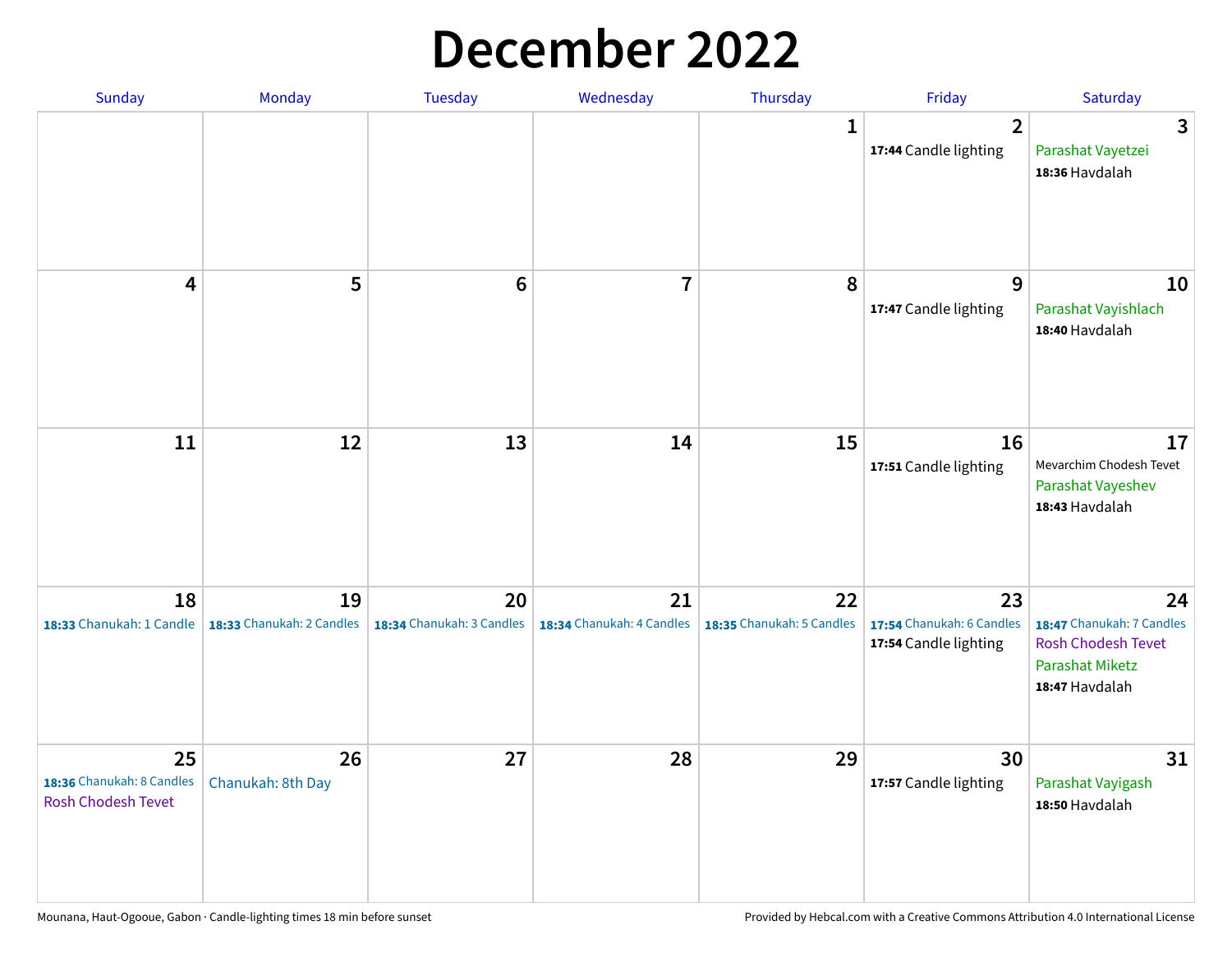# December 2022

| Sunday | Monday | Tuesday | Wednesday | Thursday | Friday | Saturday |
|---|---|---|---|---|---|---|
| | | | | 1 | 2<br>**17:44** Candle lighting | 3<br>Parashat Vayetzei<br>**18:36** Havdalah |
| 4 | 5 | 6 | 7 | 8 | 9<br>**17:47** Candle lighting | 10<br>Parashat Vayishlach<br>**18:40** Havdalah |
| 11 | 12 | 13 | 14 | 15 | 16<br>**17:51** Candle lighting | 17<br>Mevarchim Chodesh Tevet<br>Parashat Vayeshev<br>**18:43** Havdalah |
| 18<br>**18:33** Chanukah: 1 Candle | 19<br>**18:33** Chanukah: 2 Candles | 20<br>**18:34** Chanukah: 3 Candles | 21<br>**18:34** Chanukah: 4 Candles | 22<br>**18:35** Chanukah: 5 Candles | 23<br>**17:54** Chanukah: 6 Candles<br>**17:54** Candle lighting | 24<br>**18:47** Chanukah: 7 Candles<br>Rosh Chodesh Tevet<br>Parashat Miketz<br>**18:47** Havdalah |
| 25<br>**18:36** Chanukah: 8 Candles<br>Rosh Chodesh Tevet | 26<br>Chanukah: 8th Day | 27 | 28 | 29 | 30<br>**17:57** Candle lighting | 31<br>Parashat Vayigash<br>**18:50** Havdalah |

Mounana, Haut-Ogooue, Gabon · Candle-lighting times 18 min before sunset

Provided by Hebcal.com with a Creative Commons Attribution 4.0 International License